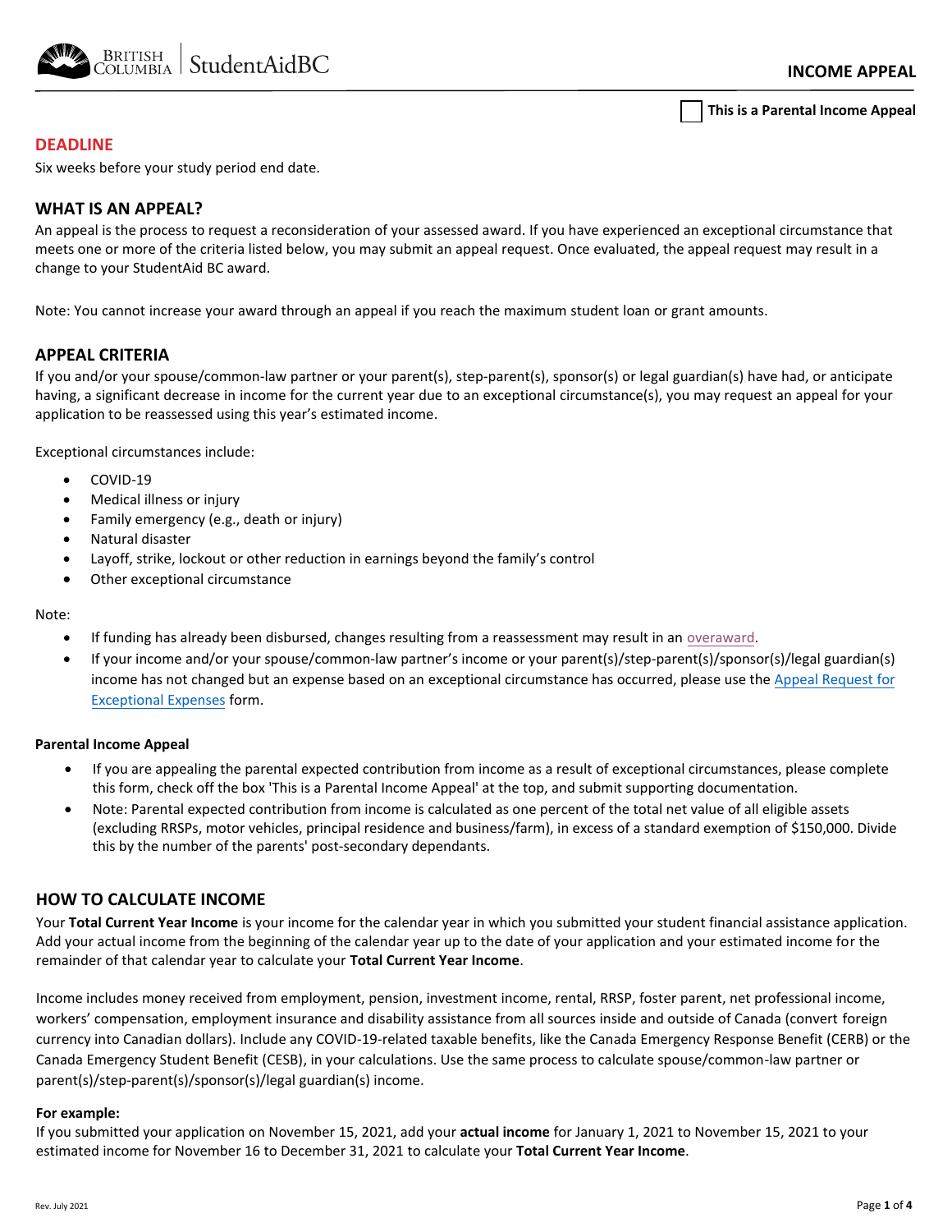# INCOME APPEAL

☐ **This is a Parental Income Appeal**

## DEADLINE

Six weeks before your study period end date.

## WHAT IS AN APPEAL?

An appeal is the process to request a reconsideration of your assessed award. If you have experienced an exceptional circumstance that meets one or more of the criteria listed below, you may submit an appeal request. Once evaluated, the appeal request may result in a change to your StudentAid BC award.

Note: You cannot increase your award through an appeal if you reach the maximum student loan or grant amounts.

## APPEAL CRITERIA

If you and/or your spouse/common-law partner or your parent(s), step-parent(s), sponsor(s) or legal guardian(s) have had, or anticipate having, a significant decrease in income for the current year due to an exceptional circumstance(s), you may request an appeal for your application to be reassessed using this year's estimated income.

Exceptional circumstances include:

- COVID-19
- Medical illness or injury
- Family emergency (e.g., death or injury)
- Natural disaster
- Layoff, strike, lockout or other reduction in earnings beyond the family's control
- Other exceptional circumstance

Note:

- If funding has already been disbursed, changes resulting from a reassessment may result in an overaward.
- If your income and/or your spouse/common-law partner's income or your parent(s)/step-parent(s)/sponsor(s)/legal guardian(s) income has not changed but an expense based on an exceptional circumstance has occurred, please use the Appeal Request for Exceptional Expenses form.

### Parental Income Appeal

- If you are appealing the parental expected contribution from income as a result of exceptional circumstances, please complete this form, check off the box 'This is a Parental Income Appeal' at the top, and submit supporting documentation.
- Note: Parental expected contribution from income is calculated as one percent of the total net value of all eligible assets (excluding RRSPs, motor vehicles, principal residence and business/farm), in excess of a standard exemption of $150,000. Divide this by the number of the parents' post-secondary dependants.

## HOW TO CALCULATE INCOME

Your **Total Current Year Income** is your income for the calendar year in which you submitted your student financial assistance application. Add your actual income from the beginning of the calendar year up to the date of your application and your estimated income for the remainder of that calendar year to calculate your **Total Current Year Income**.

Income includes money received from employment, pension, investment income, rental, RRSP, foster parent, net professional income, workers' compensation, employment insurance and disability assistance from all sources inside and outside of Canada (convert foreign currency into Canadian dollars). Include any COVID-19-related taxable benefits, like the Canada Emergency Response Benefit (CERB) or the Canada Emergency Student Benefit (CESB), in your calculations. Use the same process to calculate spouse/common-law partner or parent(s)/step-parent(s)/sponsor(s)/legal guardian(s) income.

**For example:**

If you submitted your application on November 15, 2021, add your **actual income** for January 1, 2021 to November 15, 2021 to your estimated income for November 16 to December 31, 2021 to calculate your **Total Current Year Income**.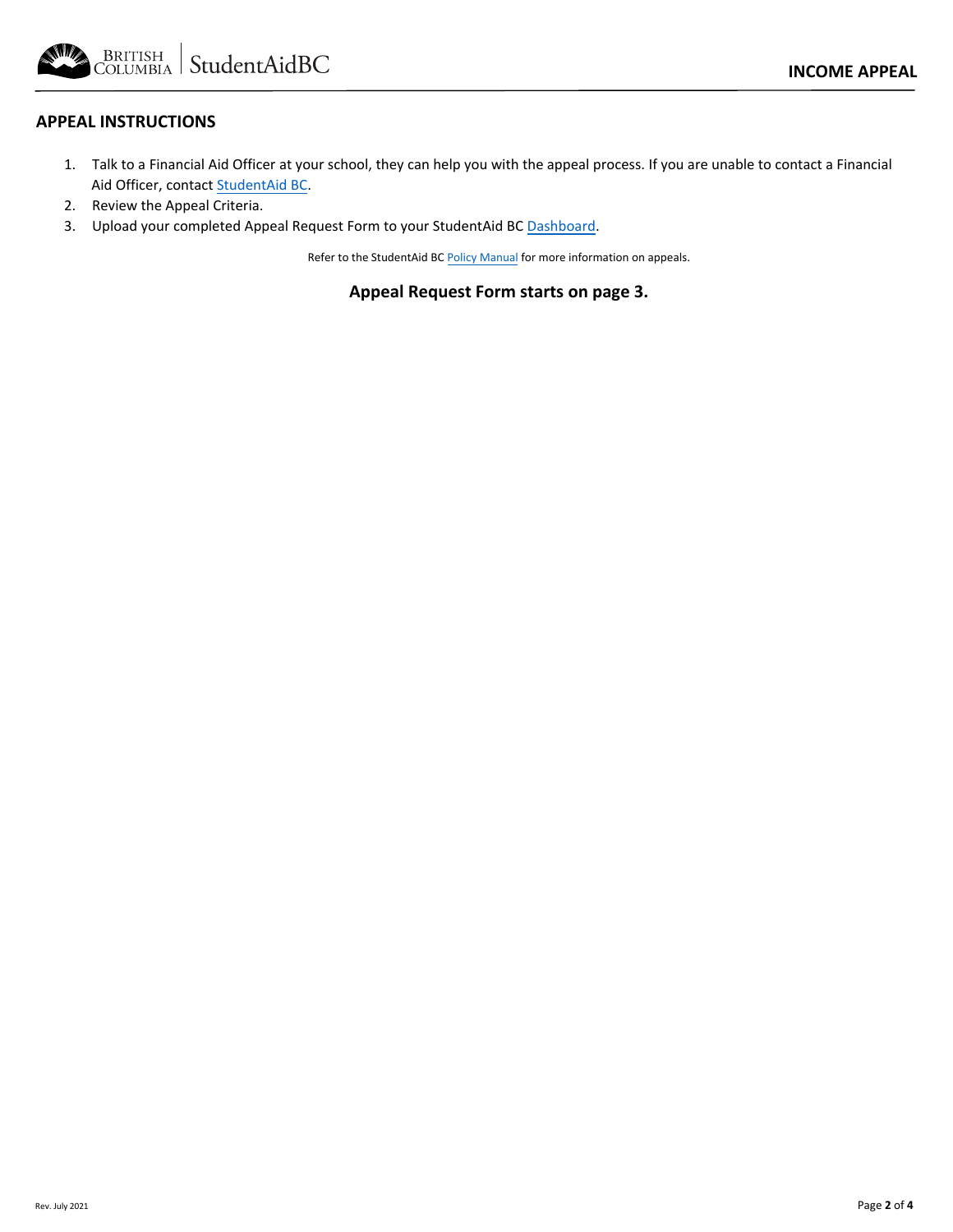## APPEAL INSTRUCTIONS

1. Talk to a Financial Aid Officer at your school, they can help you with the appeal process. If you are unable to contact a Financial Aid Officer, contact StudentAid BC.
2. Review the Appeal Criteria.
3. Upload your completed Appeal Request Form to your StudentAid BC Dashboard.

Refer to the StudentAid BC Policy Manual for more information on appeals.

**Appeal Request Form starts on page 3.**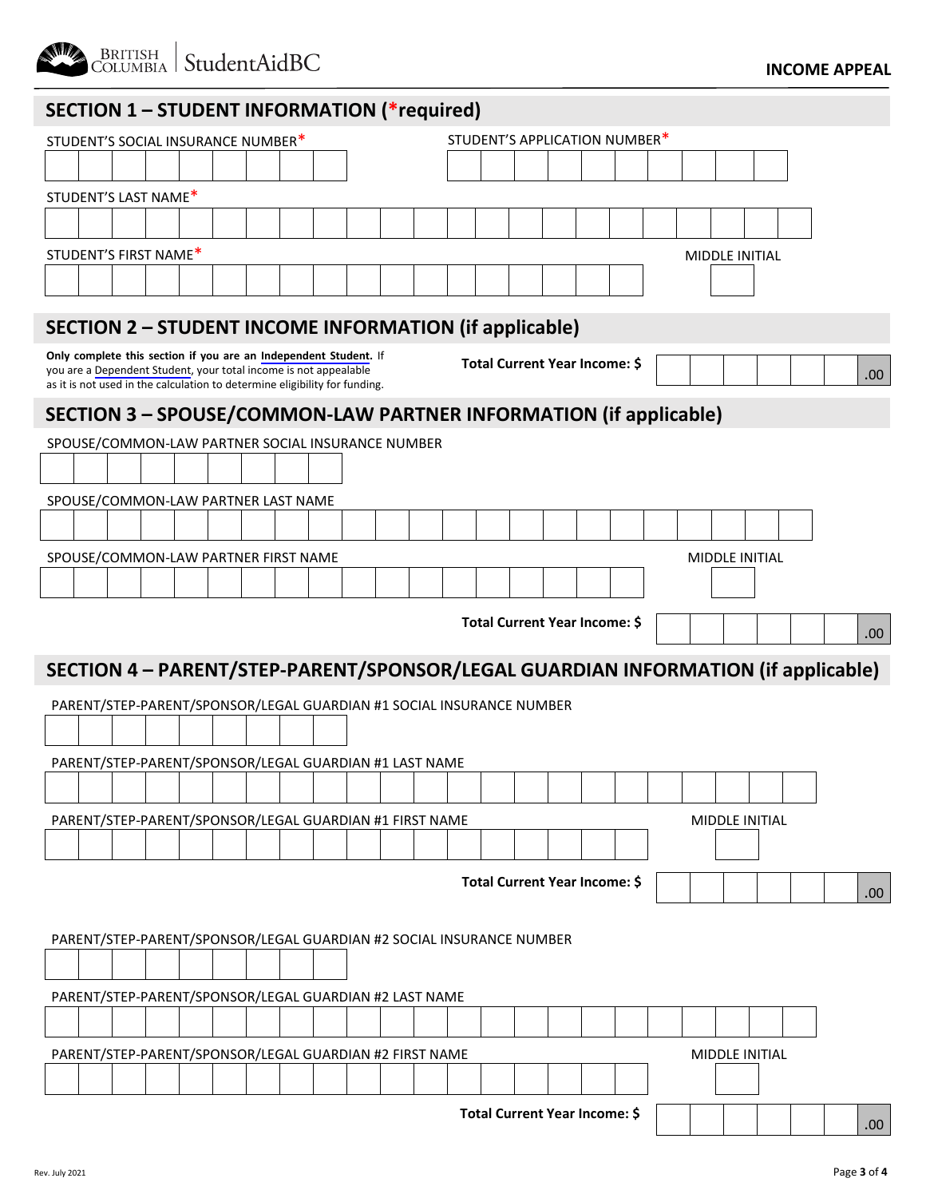BRITISH COLUMBIA | StudentAidBC

**INCOME APPEAL**

## SECTION 1 – STUDENT INFORMATION (*required)

STUDENT'S SOCIAL INSURANCE NUMBER*

STUDENT'S APPLICATION NUMBER*

STUDENT'S LAST NAME*

STUDENT'S FIRST NAME*

MIDDLE INITIAL

## SECTION 2 – STUDENT INCOME INFORMATION (if applicable)

**Only complete this section if you are an Independent Student.** If you are a Dependent Student, your total income is not appealable as it is not used in the calculation to determine eligibility for funding.

**Total Current Year Income: $** .00

## SECTION 3 – SPOUSE/COMMON-LAW PARTNER INFORMATION (if applicable)

SPOUSE/COMMON-LAW PARTNER SOCIAL INSURANCE NUMBER

SPOUSE/COMMON-LAW PARTNER LAST NAME

SPOUSE/COMMON-LAW PARTNER FIRST NAME

MIDDLE INITIAL

**Total Current Year Income: $** .00

## SECTION 4 – PARENT/STEP-PARENT/SPONSOR/LEGAL GUARDIAN INFORMATION (if applicable)

PARENT/STEP-PARENT/SPONSOR/LEGAL GUARDIAN #1 SOCIAL INSURANCE NUMBER

PARENT/STEP-PARENT/SPONSOR/LEGAL GUARDIAN #1 LAST NAME

PARENT/STEP-PARENT/SPONSOR/LEGAL GUARDIAN #1 FIRST NAME

MIDDLE INITIAL

**Total Current Year Income: $** .00

PARENT/STEP-PARENT/SPONSOR/LEGAL GUARDIAN #2 SOCIAL INSURANCE NUMBER

PARENT/STEP-PARENT/SPONSOR/LEGAL GUARDIAN #2 LAST NAME

PARENT/STEP-PARENT/SPONSOR/LEGAL GUARDIAN #2 FIRST NAME

MIDDLE INITIAL

**Total Current Year Income: $** .00

Rev. July 2021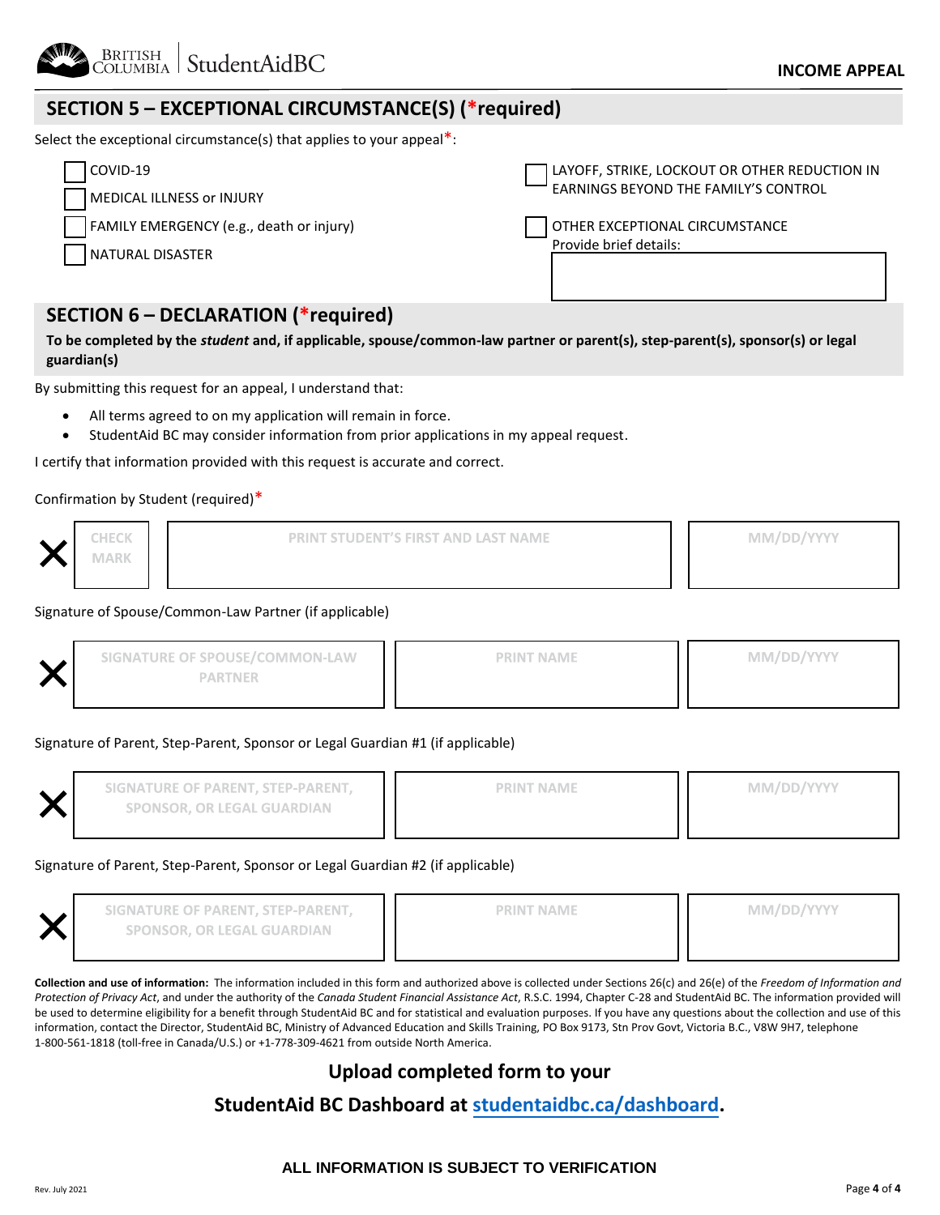## SECTION 5 – EXCEPTIONAL CIRCUMSTANCE(S) (*required)

Select the exceptional circumstance(s) that applies to your appeal*:

- ☐ COVID-19
- ☐ MEDICAL ILLNESS or INJURY
- ☐ FAMILY EMERGENCY (e.g., death or injury)
- ☐ NATURAL DISASTER
- ☐ LAYOFF, STRIKE, LOCKOUT OR OTHER REDUCTION IN EARNINGS BEYOND THE FAMILY'S CONTROL
- ☐ OTHER EXCEPTIONAL CIRCUMSTANCE
  Provide brief details:

## SECTION 6 – DECLARATION (*required)

**To be completed by the *student* and, if applicable, spouse/common-law partner or parent(s), step-parent(s), sponsor(s) or legal guardian(s)**

By submitting this request for an appeal, I understand that:

- All terms agreed to on my application will remain in force.
- StudentAid BC may consider information from prior applications in my appeal request.

I certify that information provided with this request is accurate and correct.

Confirmation by Student (required)*

| | | | |
|---|---|---|---|
| X | CHECK MARK | PRINT STUDENT'S FIRST AND LAST NAME | MM/DD/YYYY |

Signature of Spouse/Common-Law Partner (if applicable)

| | | | |
|---|---|---|---|
| X | SIGNATURE OF SPOUSE/COMMON-LAW PARTNER | PRINT NAME | MM/DD/YYYY |

Signature of Parent, Step-Parent, Sponsor or Legal Guardian #1 (if applicable)

| | | | |
|---|---|---|---|
| X | SIGNATURE OF PARENT, STEP-PARENT, SPONSOR, OR LEGAL GUARDIAN | PRINT NAME | MM/DD/YYYY |

Signature of Parent, Step-Parent, Sponsor or Legal Guardian #2 (if applicable)

| | | | |
|---|---|---|---|
| X | SIGNATURE OF PARENT, STEP-PARENT, SPONSOR, OR LEGAL GUARDIAN | PRINT NAME | MM/DD/YYYY |

**Collection and use of information:** The information included in this form and authorized above is collected under Sections 26(c) and 26(e) of the *Freedom of Information and Protection of Privacy Act*, and under the authority of the *Canada Student Financial Assistance Act*, R.S.C. 1994, Chapter C-28 and StudentAid BC. The information provided will be used to determine eligibility for a benefit through StudentAid BC and for statistical and evaluation purposes. If you have any questions about the collection and use of this information, contact the Director, StudentAid BC, Ministry of Advanced Education and Skills Training, PO Box 9173, Stn Prov Govt, Victoria B.C., V8W 9H7, telephone 1-800-561-1818 (toll-free in Canada/U.S.) or +1-778-309-4621 from outside North America.

**Upload completed form to your**

**StudentAid BC Dashboard at studentaidbc.ca/dashboard.**

**ALL INFORMATION IS SUBJECT TO VERIFICATION**

Rev. July 2021